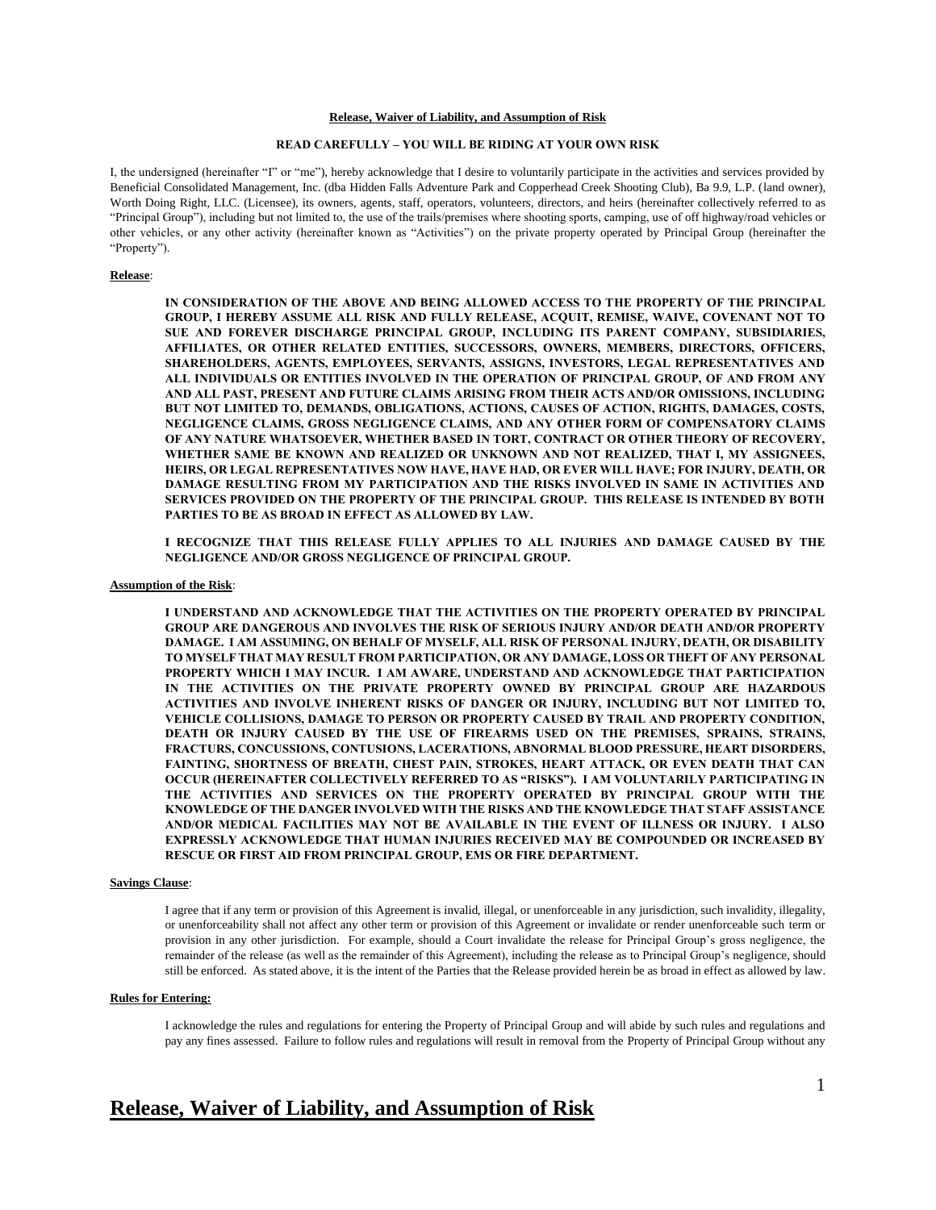**Release, Waiver of Liability, and Assumption of Risk**

**READ CAREFULLY – YOU WILL BE RIDING AT YOUR OWN RISK**

I, the undersigned (hereinafter "I" or "me"), hereby acknowledge that I desire to voluntarily participate in the activities and services provided by Beneficial Consolidated Management, Inc. (dba Hidden Falls Adventure Park and Copperhead Creek Shooting Club), Ba 9.9, L.P. (land owner), Worth Doing Right, LLC. (Licensee), its owners, agents, staff, operators, volunteers, directors, and heirs (hereinafter collectively referred to as "Principal Group"), including but not limited to, the use of the trails/premises where shooting sports, camping, use of off highway/road vehicles or other vehicles, or any other activity (hereinafter known as "Activities") on the private property operated by Principal Group (hereinafter the "Property").

**Release**:

**IN CONSIDERATION OF THE ABOVE AND BEING ALLOWED ACCESS TO THE PROPERTY OF THE PRINCIPAL GROUP, I HEREBY ASSUME ALL RISK AND FULLY RELEASE, ACQUIT, REMISE, WAIVE, COVENANT NOT TO SUE AND FOREVER DISCHARGE PRINCIPAL GROUP, INCLUDING ITS PARENT COMPANY, SUBSIDIARIES, AFFILIATES, OR OTHER RELATED ENTITIES, SUCCESSORS, OWNERS, MEMBERS, DIRECTORS, OFFICERS, SHAREHOLDERS, AGENTS, EMPLOYEES, SERVANTS, ASSIGNS, INVESTORS, LEGAL REPRESENTATIVES AND ALL INDIVIDUALS OR ENTITIES INVOLVED IN THE OPERATION OF PRINCIPAL GROUP, OF AND FROM ANY AND ALL PAST, PRESENT AND FUTURE CLAIMS ARISING FROM THEIR ACTS AND/OR OMISSIONS, INCLUDING BUT NOT LIMITED TO, DEMANDS, OBLIGATIONS, ACTIONS, CAUSES OF ACTION, RIGHTS, DAMAGES, COSTS, NEGLIGENCE CLAIMS, GROSS NEGLIGENCE CLAIMS, AND ANY OTHER FORM OF COMPENSATORY CLAIMS OF ANY NATURE WHATSOEVER, WHETHER BASED IN TORT, CONTRACT OR OTHER THEORY OF RECOVERY, WHETHER SAME BE KNOWN AND REALIZED OR UNKNOWN AND NOT REALIZED, THAT I, MY ASSIGNEES, HEIRS, OR LEGAL REPRESENTATIVES NOW HAVE, HAVE HAD, OR EVER WILL HAVE; FOR INJURY, DEATH, OR DAMAGE RESULTING FROM MY PARTICIPATION AND THE RISKS INVOLVED IN SAME IN ACTIVITIES AND SERVICES PROVIDED ON THE PROPERTY OF THE PRINCIPAL GROUP. THIS RELEASE IS INTENDED BY BOTH PARTIES TO BE AS BROAD IN EFFECT AS ALLOWED BY LAW.**

**I RECOGNIZE THAT THIS RELEASE FULLY APPLIES TO ALL INJURIES AND DAMAGE CAUSED BY THE NEGLIGENCE AND/OR GROSS NEGLIGENCE OF PRINCIPAL GROUP.**

**Assumption of the Risk**:

**I UNDERSTAND AND ACKNOWLEDGE THAT THE ACTIVITIES ON THE PROPERTY OPERATED BY PRINCIPAL GROUP ARE DANGEROUS AND INVOLVES THE RISK OF SERIOUS INJURY AND/OR DEATH AND/OR PROPERTY DAMAGE. I AM ASSUMING, ON BEHALF OF MYSELF, ALL RISK OF PERSONAL INJURY, DEATH, OR DISABILITY TO MYSELF THAT MAY RESULT FROM PARTICIPATION, OR ANY DAMAGE, LOSS OR THEFT OF ANY PERSONAL PROPERTY WHICH I MAY INCUR. I AM AWARE, UNDERSTAND AND ACKNOWLEDGE THAT PARTICIPATION IN THE ACTIVITIES ON THE PRIVATE PROPERTY OWNED BY PRINCIPAL GROUP ARE HAZARDOUS ACTIVITIES AND INVOLVE INHERENT RISKS OF DANGER OR INJURY, INCLUDING BUT NOT LIMITED TO, VEHICLE COLLISIONS, DAMAGE TO PERSON OR PROPERTY CAUSED BY TRAIL AND PROPERTY CONDITION, DEATH OR INJURY CAUSED BY THE USE OF FIREARMS USED ON THE PREMISES, SPRAINS, STRAINS, FRACTURS, CONCUSSIONS, CONTUSIONS, LACERATIONS, ABNORMAL BLOOD PRESSURE, HEART DISORDERS, FAINTING, SHORTNESS OF BREATH, CHEST PAIN, STROKES, HEART ATTACK, OR EVEN DEATH THAT CAN OCCUR (HEREINAFTER COLLECTIVELY REFERRED TO AS "RISKS"). I AM VOLUNTARILY PARTICIPATING IN THE ACTIVITIES AND SERVICES ON THE PROPERTY OPERATED BY PRINCIPAL GROUP WITH THE KNOWLEDGE OF THE DANGER INVOLVED WITH THE RISKS AND THE KNOWLEDGE THAT STAFF ASSISTANCE AND/OR MEDICAL FACILITIES MAY NOT BE AVAILABLE IN THE EVENT OF ILLNESS OR INJURY. I ALSO EXPRESSLY ACKNOWLEDGE THAT HUMAN INJURIES RECEIVED MAY BE COMPOUNDED OR INCREASED BY RESCUE OR FIRST AID FROM PRINCIPAL GROUP, EMS OR FIRE DEPARTMENT.**

**Savings Clause**:

I agree that if any term or provision of this Agreement is invalid, illegal, or unenforceable in any jurisdiction, such invalidity, illegality, or unenforceability shall not affect any other term or provision of this Agreement or invalidate or render unenforceable such term or provision in any other jurisdiction. For example, should a Court invalidate the release for Principal Group's gross negligence, the remainder of the release (as well as the remainder of this Agreement), including the release as to Principal Group's negligence, should still be enforced. As stated above, it is the intent of the Parties that the Release provided herein be as broad in effect as allowed by law.

**Rules for Entering:**

I acknowledge the rules and regulations for entering the Property of Principal Group and will abide by such rules and regulations and pay any fines assessed. Failure to follow rules and regulations will result in removal from the Property of Principal Group without any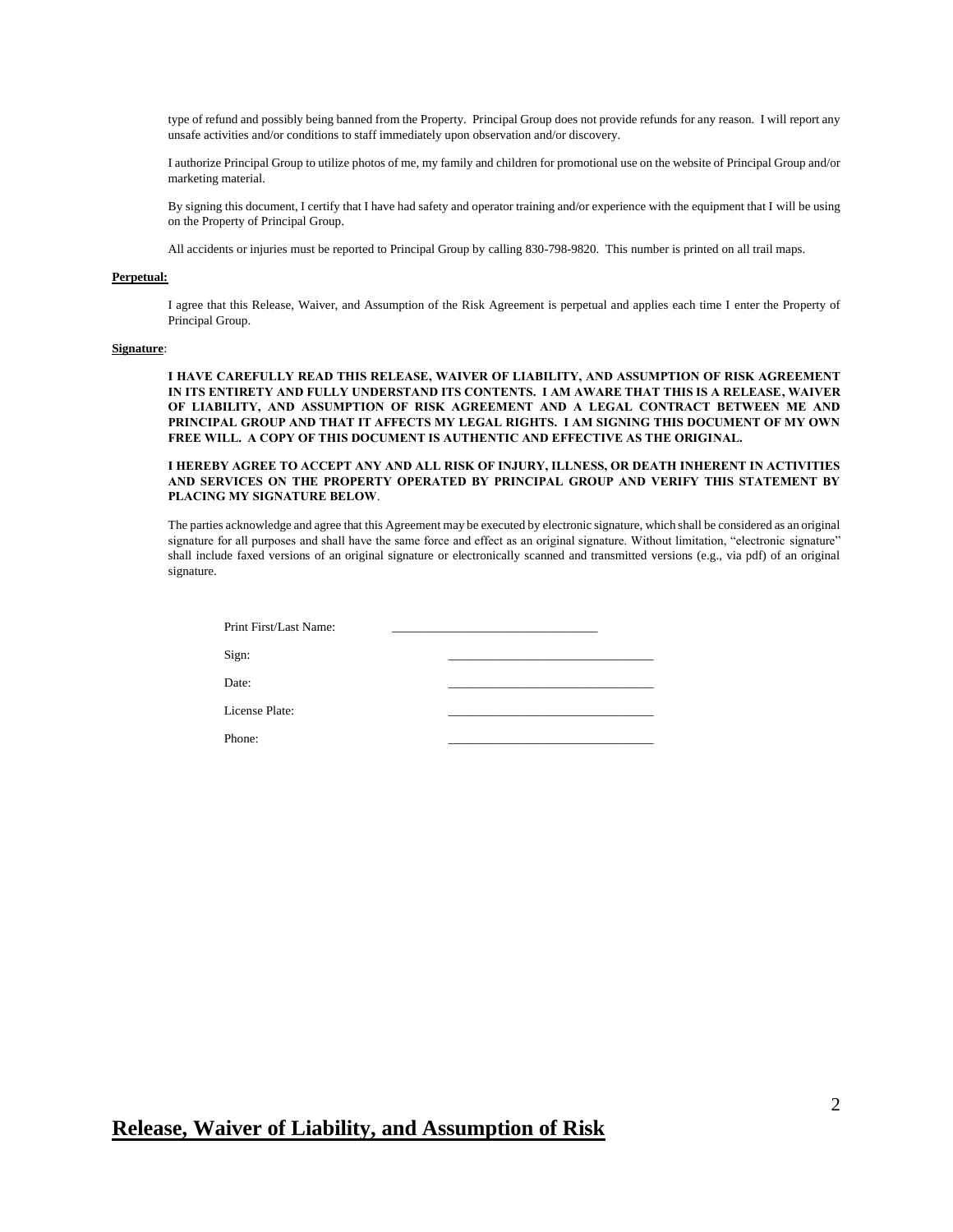type of refund and possibly being banned from the Property. Principal Group does not provide refunds for any reason. I will report any unsafe activities and/or conditions to staff immediately upon observation and/or discovery.

I authorize Principal Group to utilize photos of me, my family and children for promotional use on the website of Principal Group and/or marketing material.

By signing this document, I certify that I have had safety and operator training and/or experience with the equipment that I will be using on the Property of Principal Group.

All accidents or injuries must be reported to Principal Group by calling 830-798-9820. This number is printed on all trail maps.

**Perpetual:**

I agree that this Release, Waiver, and Assumption of the Risk Agreement is perpetual and applies each time I enter the Property of Principal Group.

**Signature**:

**I HAVE CAREFULLY READ THIS RELEASE, WAIVER OF LIABILITY, AND ASSUMPTION OF RISK AGREEMENT IN ITS ENTIRETY AND FULLY UNDERSTAND ITS CONTENTS. I AM AWARE THAT THIS IS A RELEASE, WAIVER OF LIABILITY, AND ASSUMPTION OF RISK AGREEMENT AND A LEGAL CONTRACT BETWEEN ME AND PRINCIPAL GROUP AND THAT IT AFFECTS MY LEGAL RIGHTS. I AM SIGNING THIS DOCUMENT OF MY OWN FREE WILL. A COPY OF THIS DOCUMENT IS AUTHENTIC AND EFFECTIVE AS THE ORIGINAL.**

**I HEREBY AGREE TO ACCEPT ANY AND ALL RISK OF INJURY, ILLNESS, OR DEATH INHERENT IN ACTIVITIES AND SERVICES ON THE PROPERTY OPERATED BY PRINCIPAL GROUP AND VERIFY THIS STATEMENT BY PLACING MY SIGNATURE BELOW**.

The parties acknowledge and agree that this Agreement may be executed by electronic signature, which shall be considered as an original signature for all purposes and shall have the same force and effect as an original signature. Without limitation, "electronic signature" shall include faxed versions of an original signature or electronically scanned and transmitted versions (e.g., via pdf) of an original signature.

Print First/Last Name: ________________________________

Sign: ________________________________

Date: ________________________________

License Plate: ________________________________

Phone: ________________________________

## Release, Waiver of Liability, and Assumption of Risk